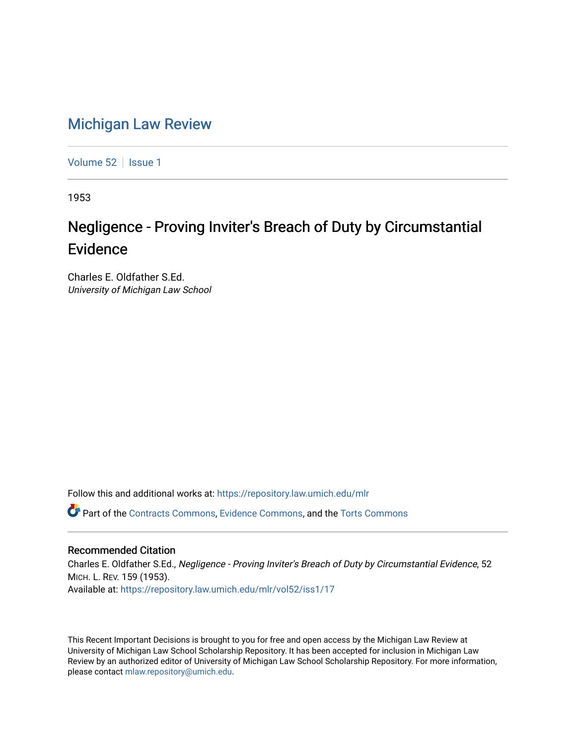# Michigan Law Review

Volume 52 | Issue 1

1953

## Negligence - Proving Inviter's Breach of Duty by Circumstantial Evidence

Charles E. Oldfather S.Ed.
*University of Michigan Law School*

Follow this and additional works at: https://repository.law.umich.edu/mlr

Part of the Contracts Commons, Evidence Commons, and the Torts Commons

### Recommended Citation

Charles E. Oldfather S.Ed., *Negligence - Proving Inviter's Breach of Duty by Circumstantial Evidence*, 52 MICH. L. REV. 159 (1953).
Available at: https://repository.law.umich.edu/mlr/vol52/iss1/17

This Recent Important Decisions is brought to you for free and open access by the Michigan Law Review at University of Michigan Law School Scholarship Repository. It has been accepted for inclusion in Michigan Law Review by an authorized editor of University of Michigan Law School Scholarship Repository. For more information, please contact mlaw.repository@umich.edu.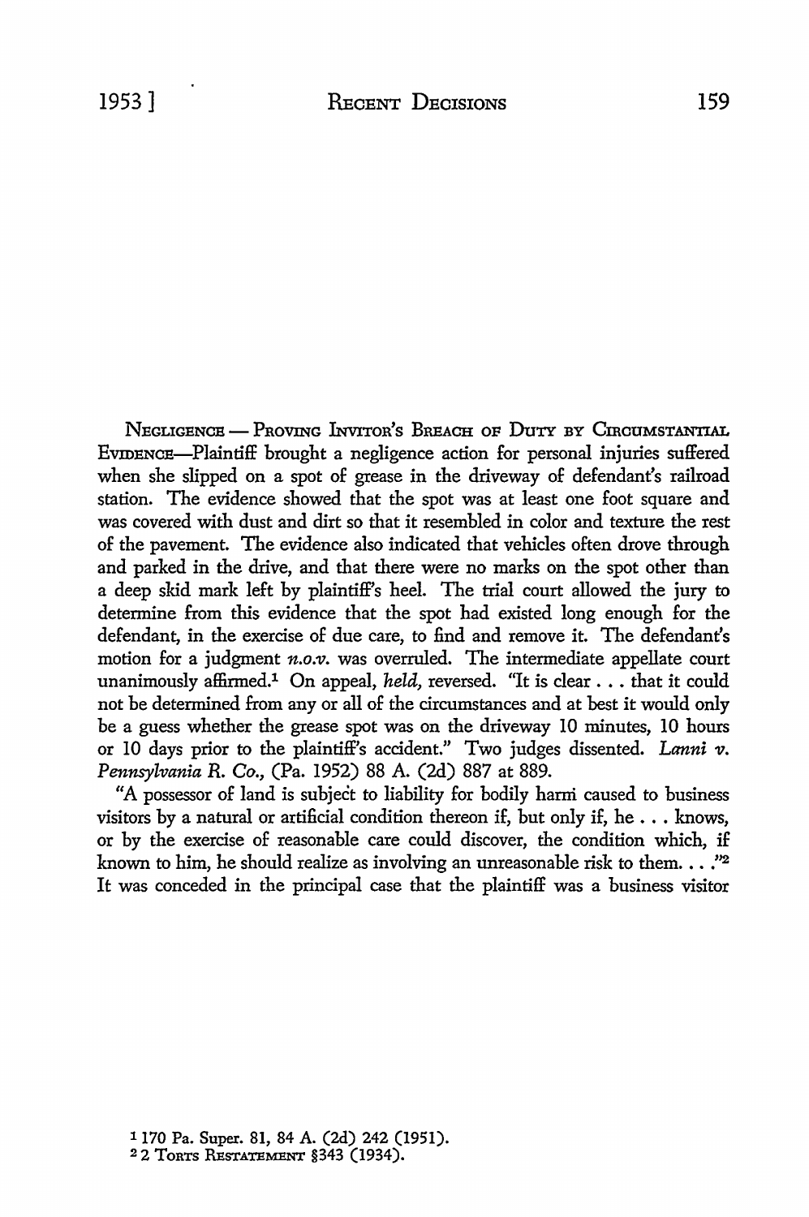NEGLIGENCE — PROVING INVITOR'S BREACH OF DUTY BY CIRCUMSTANTIAL EVIDENCE—Plaintiff brought a negligence action for personal injuries suffered when she slipped on a spot of grease in the driveway of defendant's railroad station. The evidence showed that the spot was at least one foot square and was covered with dust and dirt so that it resembled in color and texture the rest of the pavement. The evidence also indicated that vehicles often drove through and parked in the drive, and that there were no marks on the spot other than a deep skid mark left by plaintiff's heel. The trial court allowed the jury to determine from this evidence that the spot had existed long enough for the defendant, in the exercise of due care, to find and remove it. The defendant's motion for a judgment *n.o.v.* was overruled. The intermediate appellate court unanimously affirmed.[1] On appeal, *held,* reversed. "It is clear . . . that it could not be determined from any or all of the circumstances and at best it would only be a guess whether the grease spot was on the driveway 10 minutes, 10 hours or 10 days prior to the plaintiff's accident." Two judges dissented. *Lanni v. Pennsylvania R. Co.,* (Pa. 1952) 88 A. (2d) 887 at 889.

"A possessor of land is subject to liability for bodily harm caused to business visitors by a natural or artificial condition thereon if, but only if, he . . . knows, or by the exercise of reasonable care could discover, the condition which, if known to him, he should realize as involving an unreasonable risk to them. . . ."[2] It was conceded in the principal case that the plaintiff was a business visitor

---

[1] 170 Pa. Super. 81, 84 A. (2d) 242 (1951).

[2] 2 TORTS RESTATEMENT §343 (1934).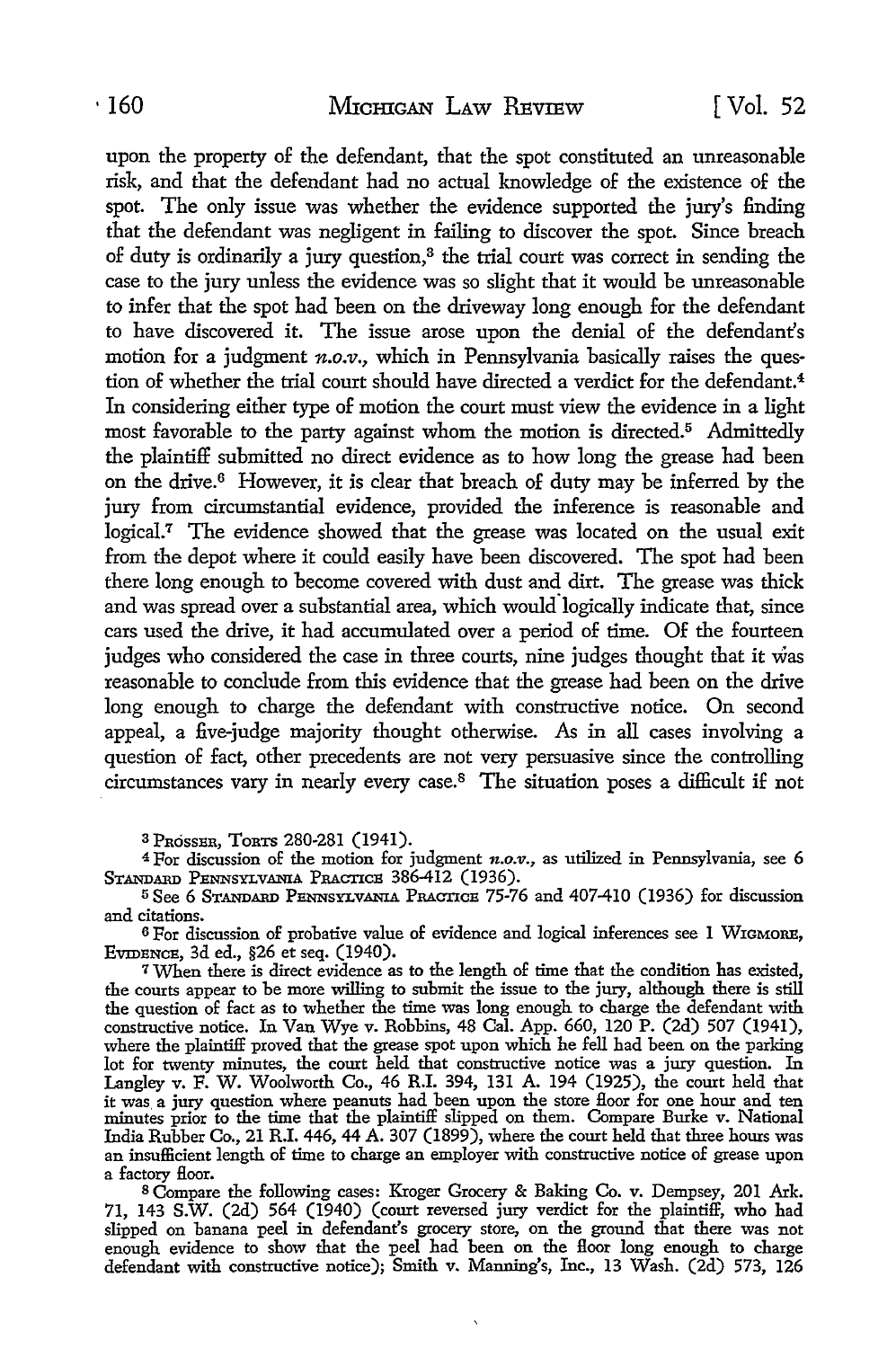upon the property of the defendant, that the spot constituted an unreasonable risk, and that the defendant had no actual knowledge of the existence of the spot. The only issue was whether the evidence supported the jury's finding that the defendant was negligent in failing to discover the spot. Since breach of duty is ordinarily a jury question,[3] the trial court was correct in sending the case to the jury unless the evidence was so slight that it would be unreasonable to infer that the spot had been on the driveway long enough for the defendant to have discovered it. The issue arose upon the denial of the defendant's motion for a judgment *n.o.v.*, which in Pennsylvania basically raises the question of whether the trial court should have directed a verdict for the defendant.[4] In considering either type of motion the court must view the evidence in a light most favorable to the party against whom the motion is directed.[5] Admittedly the plaintiff submitted no direct evidence as to how long the grease had been on the drive.[6] However, it is clear that breach of duty may be inferred by the jury from circumstantial evidence, provided the inference is reasonable and logical.[7] The evidence showed that the grease was located on the usual exit from the depot where it could easily have been discovered. The spot had been there long enough to become covered with dust and dirt. The grease was thick and was spread over a substantial area, which would logically indicate that, since cars used the drive, it had accumulated over a period of time. Of the fourteen judges who considered the case in three courts, nine judges thought that it was reasonable to conclude from this evidence that the grease had been on the drive long enough to charge the defendant with constructive notice. On second appeal, a five-judge majority thought otherwise. As in all cases involving a question of fact, other precedents are not very persuasive since the controlling circumstances vary in nearly every case.[8] The situation poses a difficult if not

---

[3] PROSSER, TORTS 280-281 (1941).

[4] For discussion of the motion for judgment *n.o.v.*, as utilized in Pennsylvania, see 6 STANDARD PENNSYLVANIA PRACTICE 386-412 (1936).

[5] See 6 STANDARD PENNSYLVANIA PRACTICE 75-76 and 407-410 (1936) for discussion and citations.

[6] For discussion of probative value of evidence and logical inferences see 1 WIGMORE, EVIDENCE, 3d ed., §26 et seq. (1940).

[7] When there is direct evidence as to the length of time that the condition has existed, the courts appear to be more willing to submit the issue to the jury, although there is still the question of fact as to whether the time was long enough to charge the defendant with constructive notice. In Van Wye v. Robbins, 48 Cal. App. 660, 120 P. (2d) 507 (1941), where the plaintiff proved that the grease spot upon which he fell had been on the parking lot for twenty minutes, the court held that constructive notice was a jury question. In Langley v. F. W. Woolworth Co., 46 R.I. 394, 131 A. 194 (1925), the court held that it was a jury question where peanuts had been upon the store floor for one hour and ten minutes prior to the time that the plaintiff slipped on them. Compare Burke v. National India Rubber Co., 21 R.I. 446, 44 A. 307 (1899), where the court held that three hours was an insufficient length of time to charge an employer with constructive notice of grease upon a factory floor.

[8] Compare the following cases: Kroger Grocery & Baking Co. v. Dempsey, 201 Ark. 71, 143 S.W. (2d) 564 (1940) (court reversed jury verdict for the plaintiff, who had slipped on banana peel in defendant's grocery store, on the ground that there was not enough evidence to show that the peel had been on the floor long enough to charge defendant with constructive notice); Smith v. Manning's, Inc., 13 Wash. (2d) 573, 126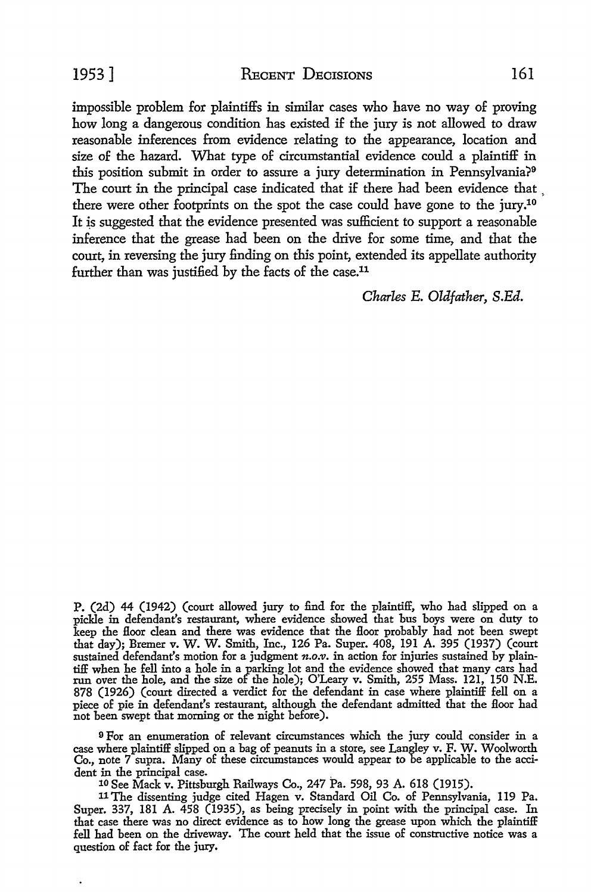impossible problem for plaintiffs in similar cases who have no way of proving how long a dangerous condition has existed if the jury is not allowed to draw reasonable inferences from evidence relating to the appearance, location and size of the hazard. What type of circumstantial evidence could a plaintiff in this position submit in order to assure a jury determination in Pennsylvania?[9] The court in the principal case indicated that if there had been evidence that there were other footprints on the spot the case could have gone to the jury.[10] It is suggested that the evidence presented was sufficient to support a reasonable inference that the grease had been on the drive for some time, and that the court, in reversing the jury finding on this point, extended its appellate authority further than was justified by the facts of the case.[11]

*Charles E. Oldfather, S.Ed.*

---

P. (2d) 44 (1942) (court allowed jury to find for the plaintiff, who had slipped on a pickle in defendant's restaurant, where evidence showed that bus boys were on duty to keep the floor clean and there was evidence that the floor probably had not been swept that day); Bremer v. W. W. Smith, Inc., 126 Pa. Super. 408, 191 A. 395 (1937) (court sustained defendant's motion for a judgment *n.o.v.* in action for injuries sustained by plaintiff when he fell into a hole in a parking lot and the evidence showed that many cars had run over the hole, and the size of the hole); O'Leary v. Smith, 255 Mass. 121, 150 N.E. 878 (1926) (court directed a verdict for the defendant in case where plaintiff fell on a piece of pie in defendant's restaurant, although the defendant admitted that the floor had not been swept that morning or the night before).

9 For an enumeration of relevant circumstances which the jury could consider in a case where plaintiff slipped on a bag of peanuts in a store, see Langley v. F. W. Woolworth Co., note 7 supra. Many of these circumstances would appear to be applicable to the accident in the principal case.

10 See Mack v. Pittsburgh Railways Co., 247 Pa. 598, 93 A. 618 (1915).

11 The dissenting judge cited Hagen v. Standard Oil Co. of Pennsylvania, 119 Pa. Super. 337, 181 A. 458 (1935), as being precisely in point with the principal case. In that case there was no direct evidence as to how long the grease upon which the plaintiff fell had been on the driveway. The court held that the issue of constructive notice was a question of fact for the jury.